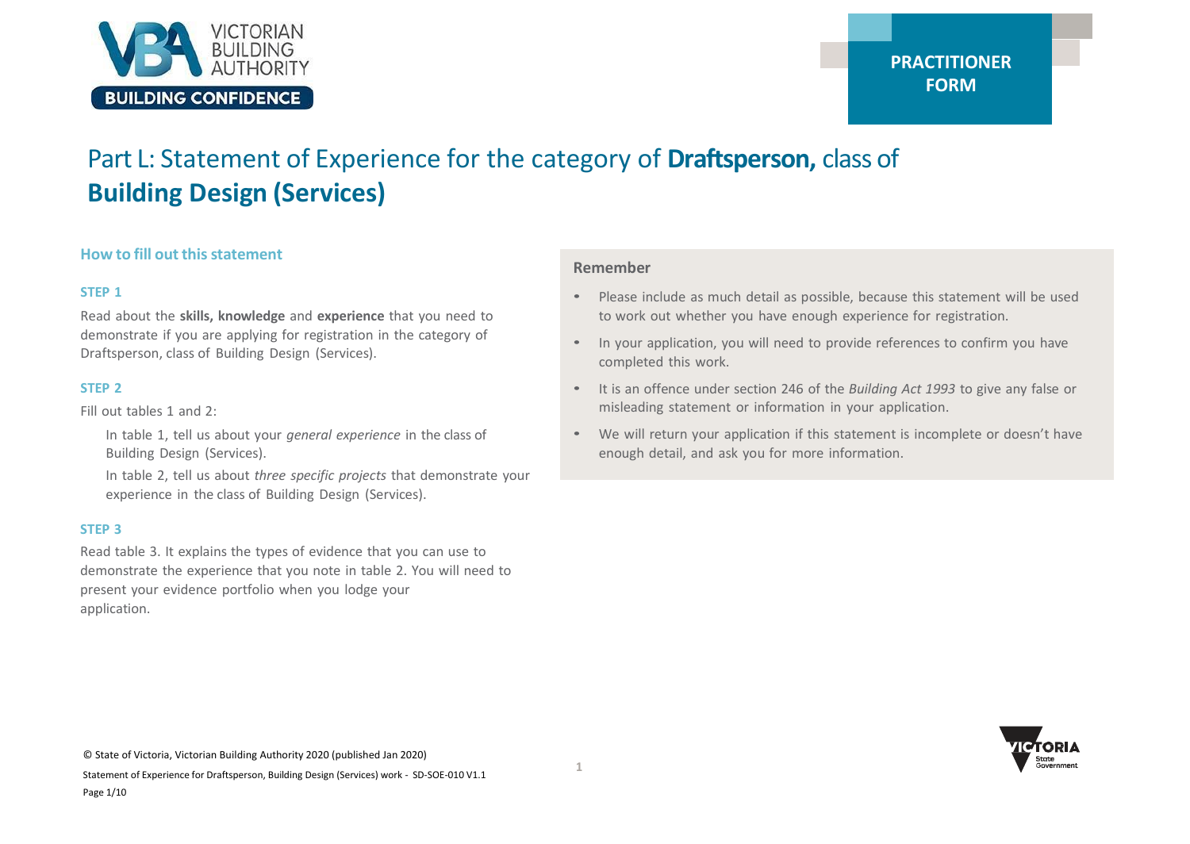PRACTITIONER FORM

# Part L: Statement of Experience for the category of **Draftsperson,** class of **Building Design (Services)**

## How to fill out this statement

### STEP 1

Read about the **skills, knowledge** and **experience** that you need to demonstrate if you are applying for registration in the category of Draftsperson, class of Building Design (Services).

### STEP 2

Fill out tables 1 and 2:

In table 1, tell us about your *general experience* in the class of Building Design (Services).

In table 2, tell us about *three specific projects* that demonstrate your experience in the class of Building Design (Services).

### STEP 3

Read table 3. It explains the types of evidence that you can use to demonstrate the experience that you note in table 2. You will need to present your evidence portfolio when you lodge your application.

### Remember

- Please include as much detail as possible, because this statement will be used to work out whether you have enough experience for registration.
- In your application, you will need to provide references to confirm you have completed this work.
- It is an offence under section 246 of the *Building Act 1993* to give any false or misleading statement or information in your application.
- We will return your application if this statement is incomplete or doesn't have enough detail, and ask you for more information.

© State of Victoria, Victorian Building Authority 2020 (published Jan 2020)

Statement of Experience for Draftsperson, Building Design (Services) work - SD-SOE-010 V1.1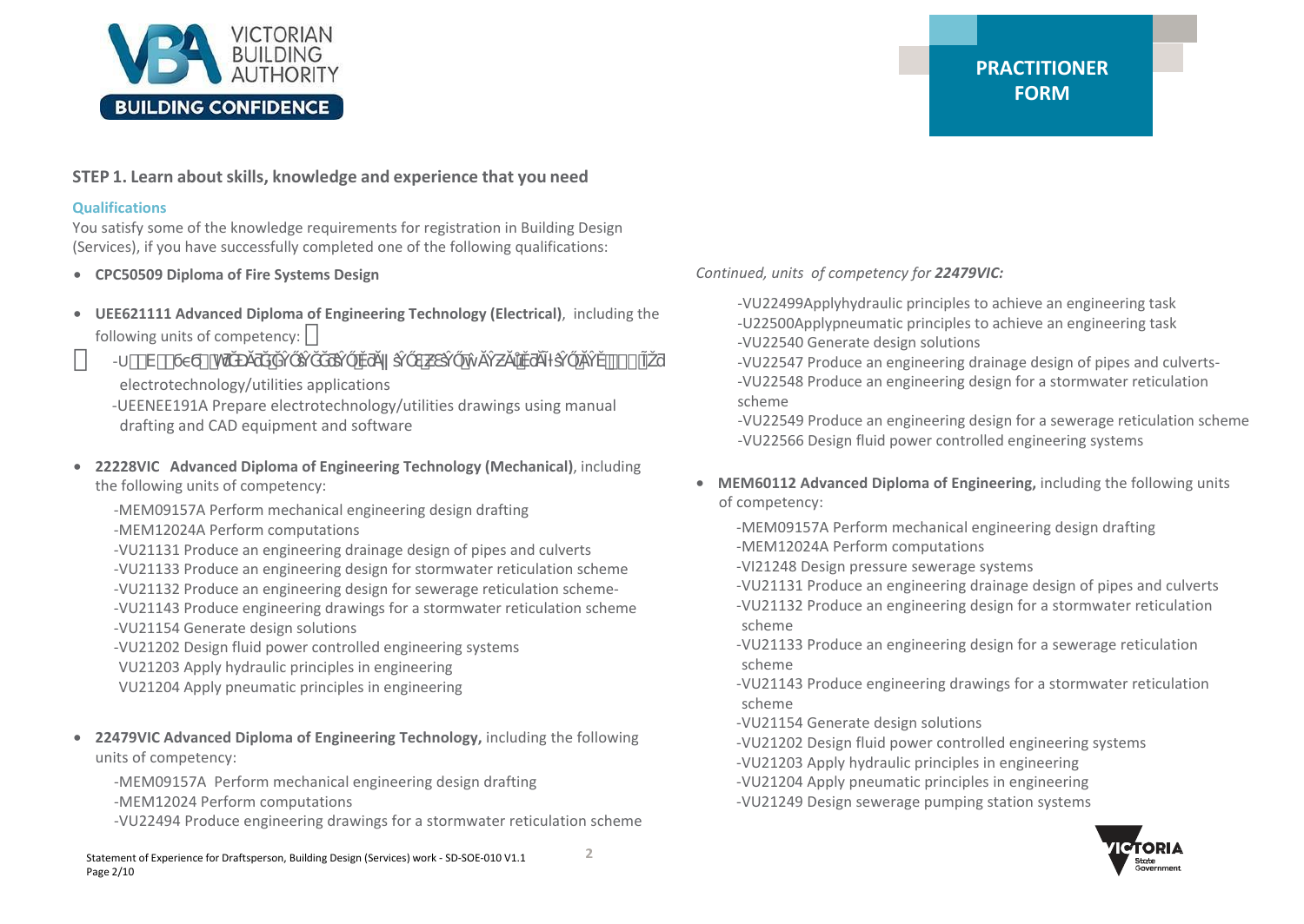PRACTITIONER FORM

## STEP 1. Learn about skills, knowledge and experience that you need

### Qualifications

You satisfy some of the knowledge requirements for registration in Building Design (Services), if you have successfully completed one of the following qualifications:

- **CPC50509 Diploma of Fire Systems Design**
- **UEE621111 Advanced Diploma of Engineering Technology (Electrical)**, including the following units of competency:

  -U E 6 electrotechnology/utilities applications

  -UEENEE191A Prepare electrotechnology/utilities drawings using manual drafting and CAD equipment and software

- **22228VIC Advanced Diploma of Engineering Technology (Mechanical)**, including the following units of competency:

  -MEM09157A Perform mechanical engineering design drafting
  -MEM12024A Perform computations
  -VU21131 Produce an engineering drainage design of pipes and culverts
  -VU21133 Produce an engineering design for stormwater reticulation scheme
  -VU21132 Produce an engineering design for sewerage reticulation scheme-
  -VU21143 Produce engineering drawings for a stormwater reticulation scheme
  -VU21154 Generate design solutions
  -VU21202 Design fluid power controlled engineering systems
  VU21203 Apply hydraulic principles in engineering
  VU21204 Apply pneumatic principles in engineering

- **22479VIC Advanced Diploma of Engineering Technology,** including the following units of competency:

  -MEM09157A Perform mechanical engineering design drafting
  -MEM12024 Perform computations
  -VU22494 Produce engineering drawings for a stormwater reticulation scheme

*Continued, units of competency for **22479VIC:***

  -VU22499Applyhydraulic principles to achieve an engineering task
  -U22500Applypneumatic principles to achieve an engineering task
  -VU22540 Generate design solutions
  -VU22547 Produce an engineering drainage design of pipes and culverts-
  -VU22548 Produce an engineering design for a stormwater reticulation scheme
  -VU22549 Produce an engineering design for a sewerage reticulation scheme
  -VU22566 Design fluid power controlled engineering systems

- **MEM60112 Advanced Diploma of Engineering,** including the following units of competency:

  -MEM09157A Perform mechanical engineering design drafting
  -MEM12024A Perform computations
  -VI21248 Design pressure sewerage systems
  -VU21131 Produce an engineering drainage design of pipes and culverts
  -VU21132 Produce an engineering design for a stormwater reticulation scheme
  -VU21133 Produce an engineering design for a sewerage reticulation scheme
  -VU21143 Produce engineering drawings for a stormwater reticulation scheme
  -VU21154 Generate design solutions
  -VU21202 Design fluid power controlled engineering systems
  -VU21203 Apply hydraulic principles in engineering
  -VU21204 Apply pneumatic principles in engineering
  -VU21249 Design sewerage pumping station systems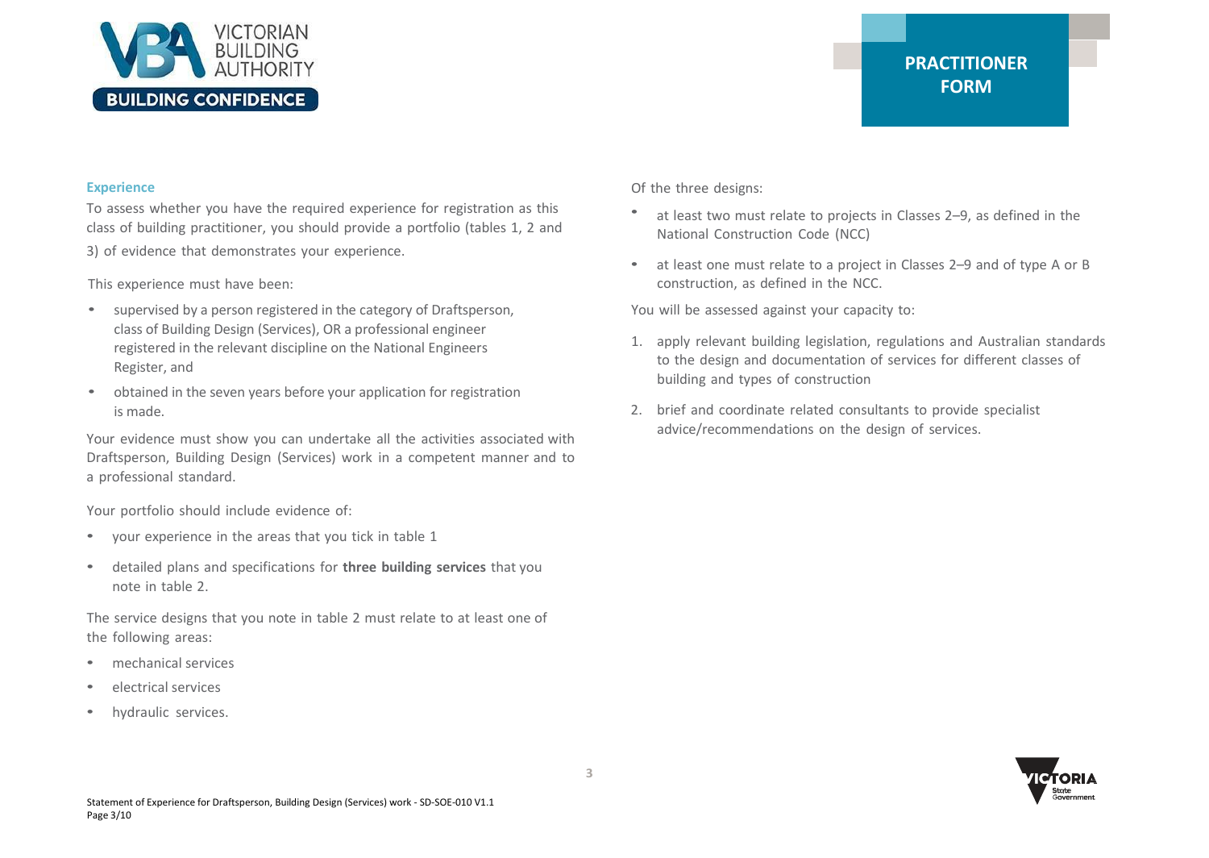## Experience

To assess whether you have the required experience for registration as this class of building practitioner, you should provide a portfolio (tables 1, 2 and 3) of evidence that demonstrates your experience.

This experience must have been:

- supervised by a person registered in the category of Draftsperson, class of Building Design (Services), OR a professional engineer registered in the relevant discipline on the National Engineers Register, and
- obtained in the seven years before your application for registration is made.

Your evidence must show you can undertake all the activities associated with Draftsperson, Building Design (Services) work in a competent manner and to a professional standard.

Your portfolio should include evidence of:

- your experience in the areas that you tick in table 1
- detailed plans and specifications for **three building services** that you note in table 2.

The service designs that you note in table 2 must relate to at least one of the following areas:

- mechanical services
- electrical services
- hydraulic services.

Of the three designs:

- at least two must relate to projects in Classes 2–9, as defined in the National Construction Code (NCC)
- at least one must relate to a project in Classes 2–9 and of type A or B construction, as defined in the NCC.

You will be assessed against your capacity to:

1. apply relevant building legislation, regulations and Australian standards to the design and documentation of services for different classes of building and types of construction
2. brief and coordinate related consultants to provide specialist advice/recommendations on the design of services.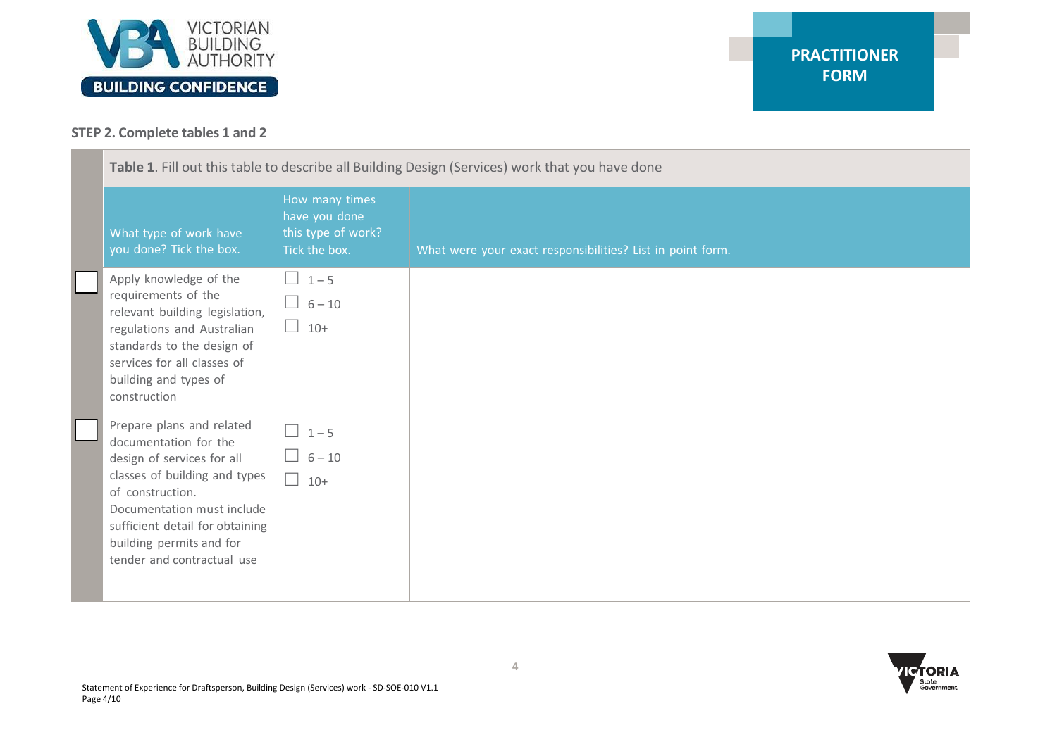PRACTITIONER FORM

### STEP 2. Complete tables 1 and 2

**Table 1**. Fill out this table to describe all Building Design (Services) work that you have done

| | What type of work have you done? Tick the box. | How many times have you done this type of work? Tick the box. | What were your exact responsibilities? List in point form. |
|---|---|---|---|
| ☐ | Apply knowledge of the requirements of the relevant building legislation, regulations and Australian standards to the design of services for all classes of building and types of construction | ☐ 1 – 5<br>☐ 6 – 10<br>☐ 10+ | |
| ☐ | Prepare plans and related documentation for the design of services for all classes of building and types of construction. Documentation must include sufficient detail for obtaining building permits and for tender and contractual use | ☐ 1 – 5<br>☐ 6 – 10<br>☐ 10+ | |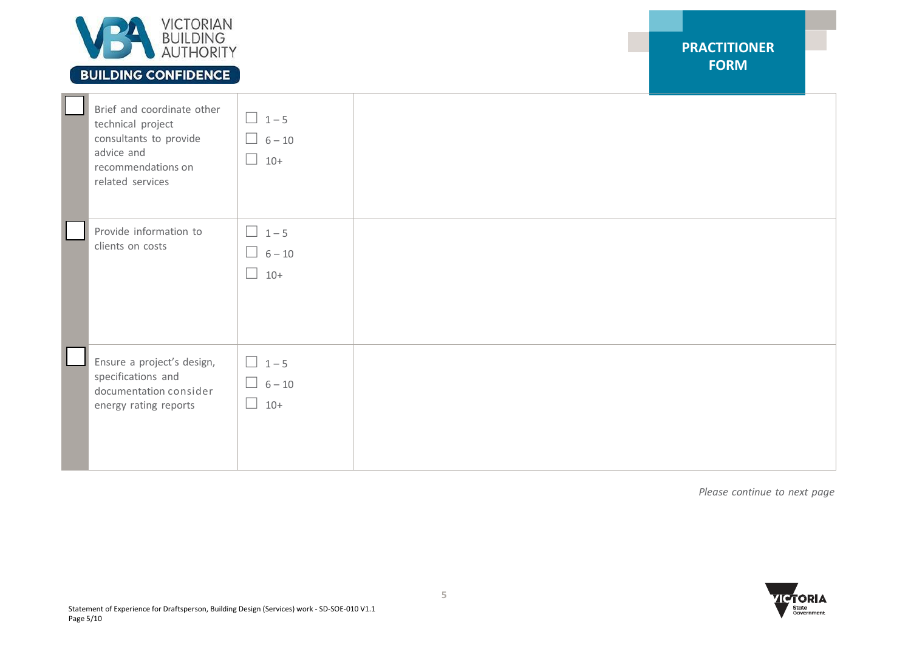| ☐ | Task | Years | |
|---|---|---|---|
| ☐ | Brief and coordinate other technical project consultants to provide advice and recommendations on related services | ☐ 1 – 5<br>☐ 6 – 10<br>☐ 10+ | |
| ☐ | Provide information to clients on costs | ☐ 1 – 5<br>☐ 6 – 10<br>☐ 10+ | |
| ☐ | Ensure a project's design, specifications and documentation consider energy rating reports | ☐ 1 – 5<br>☐ 6 – 10<br>☐ 10+ | |

*Please continue to next page*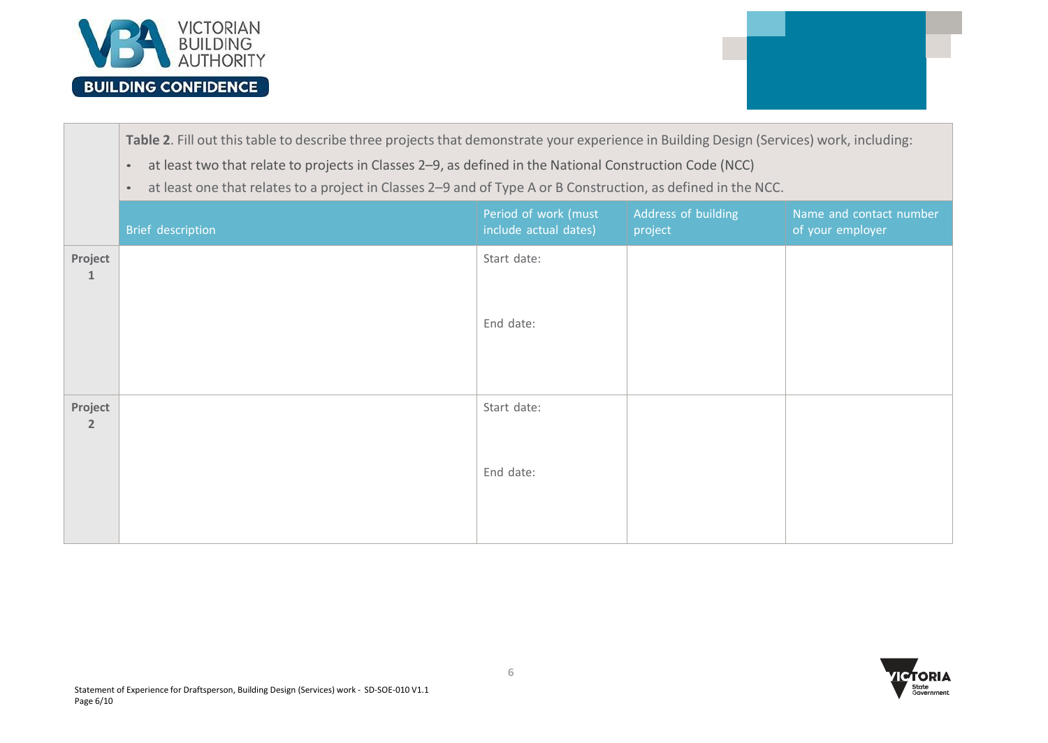**Table 2**. Fill out this table to describe three projects that demonstrate your experience in Building Design (Services) work, including:

- at least two that relate to projects in Classes 2–9, as defined in the National Construction Code (NCC)
- at least one that relates to a project in Classes 2–9 and of Type A or B Construction, as defined in the NCC.

| | Brief description | Period of work (must include actual dates) | Address of building project | Name and contact number of your employer |
|---|---|---|---|---|
| **Project 1** | | Start date:<br><br>End date: | | |
| **Project 2** | | Start date:<br><br>End date: | | |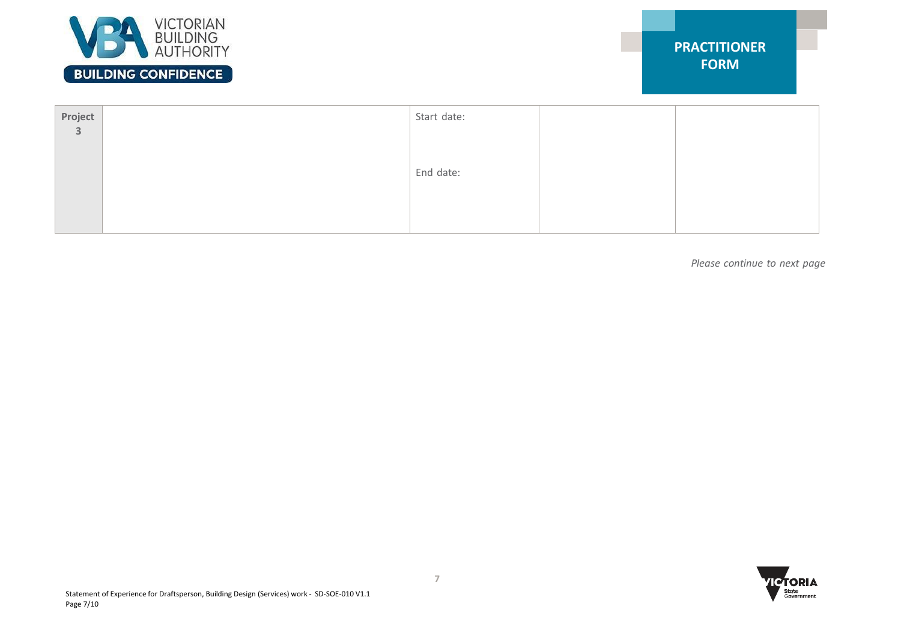**PRACTITIONER FORM**

| **Project 3** | | Start date:<br><br>End date: | | |
|---|---|---|---|---|

*Please continue to next page*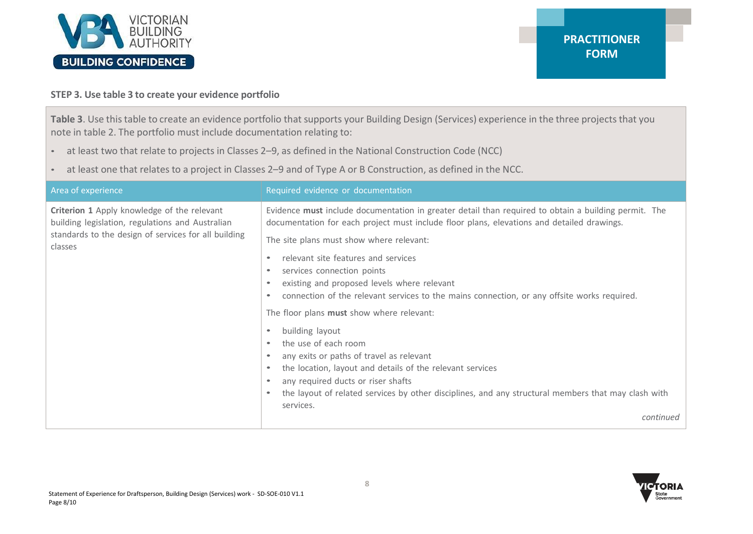### STEP 3. Use table 3 to create your evidence portfolio

**Table 3**. Use this table to create an evidence portfolio that supports your Building Design (Services) experience in the three projects that you note in table 2. The portfolio must include documentation relating to:

- at least two that relate to projects in Classes 2–9, as defined in the National Construction Code (NCC)
- at least one that relates to a project in Classes 2–9 and of Type A or B Construction, as defined in the NCC.

| Area of experience | Required evidence or documentation |
|---|---|
| **Criterion 1** Apply knowledge of the relevant building legislation, regulations and Australian standards to the design of services for all building classes | Evidence **must** include documentation in greater detail than required to obtain a building permit. The documentation for each project must include floor plans, elevations and detailed drawings.<br><br>The site plans must show where relevant:<br>• relevant site features and services<br>• services connection points<br>• existing and proposed levels where relevant<br>• connection of the relevant services to the mains connection, or any offsite works required.<br><br>The floor plans **must** show where relevant:<br>• building layout<br>• the use of each room<br>• any exits or paths of travel as relevant<br>• the location, layout and details of the relevant services<br>• any required ducts or riser shafts<br>• the layout of related services by other disciplines, and any structural members that may clash with services.<br><br>*continued* |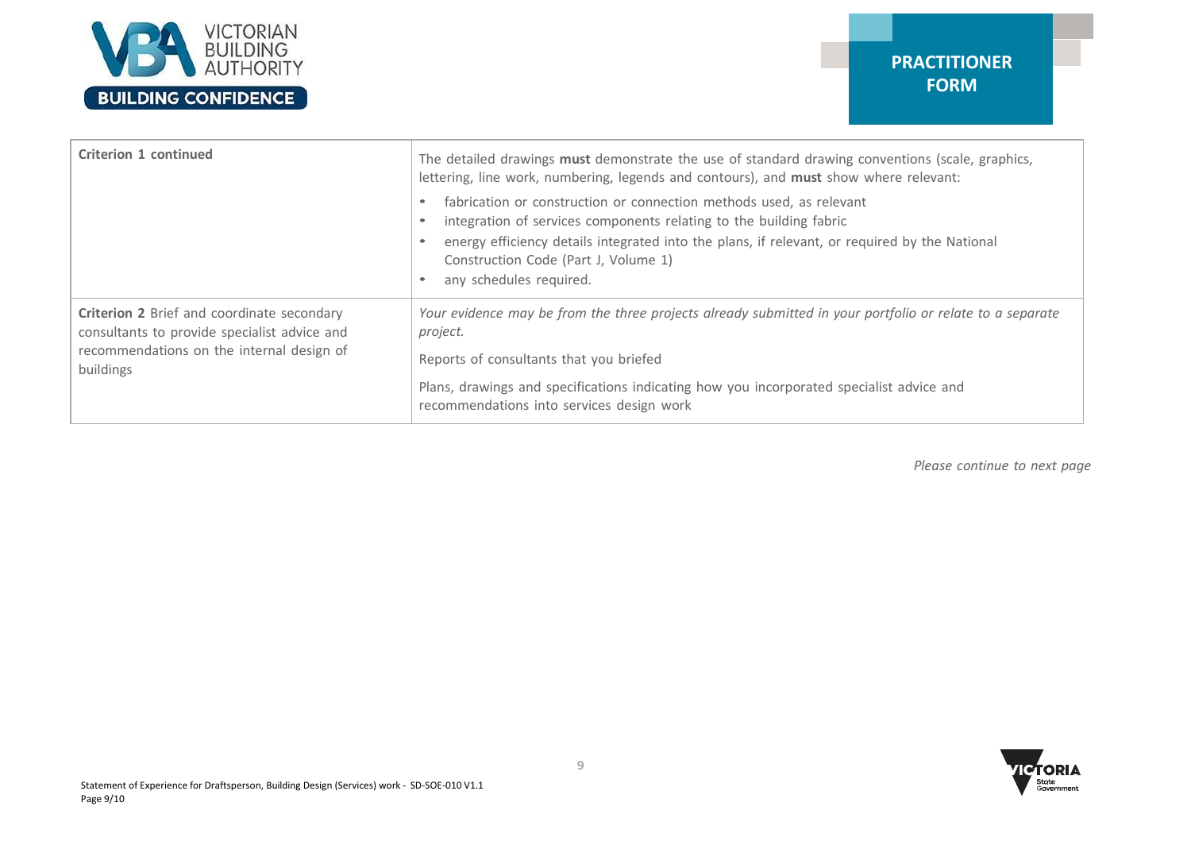| **Criterion 1 continued** | The detailed drawings **must** demonstrate the use of standard drawing conventions (scale, graphics, lettering, line work, numbering, legends and contours), and **must** show where relevant:<br><br>• fabrication or construction or connection methods used, as relevant<br>• integration of services components relating to the building fabric<br>• energy efficiency details integrated into the plans, if relevant, or required by the National Construction Code (Part J, Volume 1)<br>• any schedules required. |
|---|---|
| **Criterion 2** Brief and coordinate secondary consultants to provide specialist advice and recommendations on the internal design of buildings | *Your evidence may be from the three projects already submitted in your portfolio or relate to a separate project.*<br><br>Reports of consultants that you briefed<br><br>Plans, drawings and specifications indicating how you incorporated specialist advice and recommendations into services design work |

*Please continue to next page*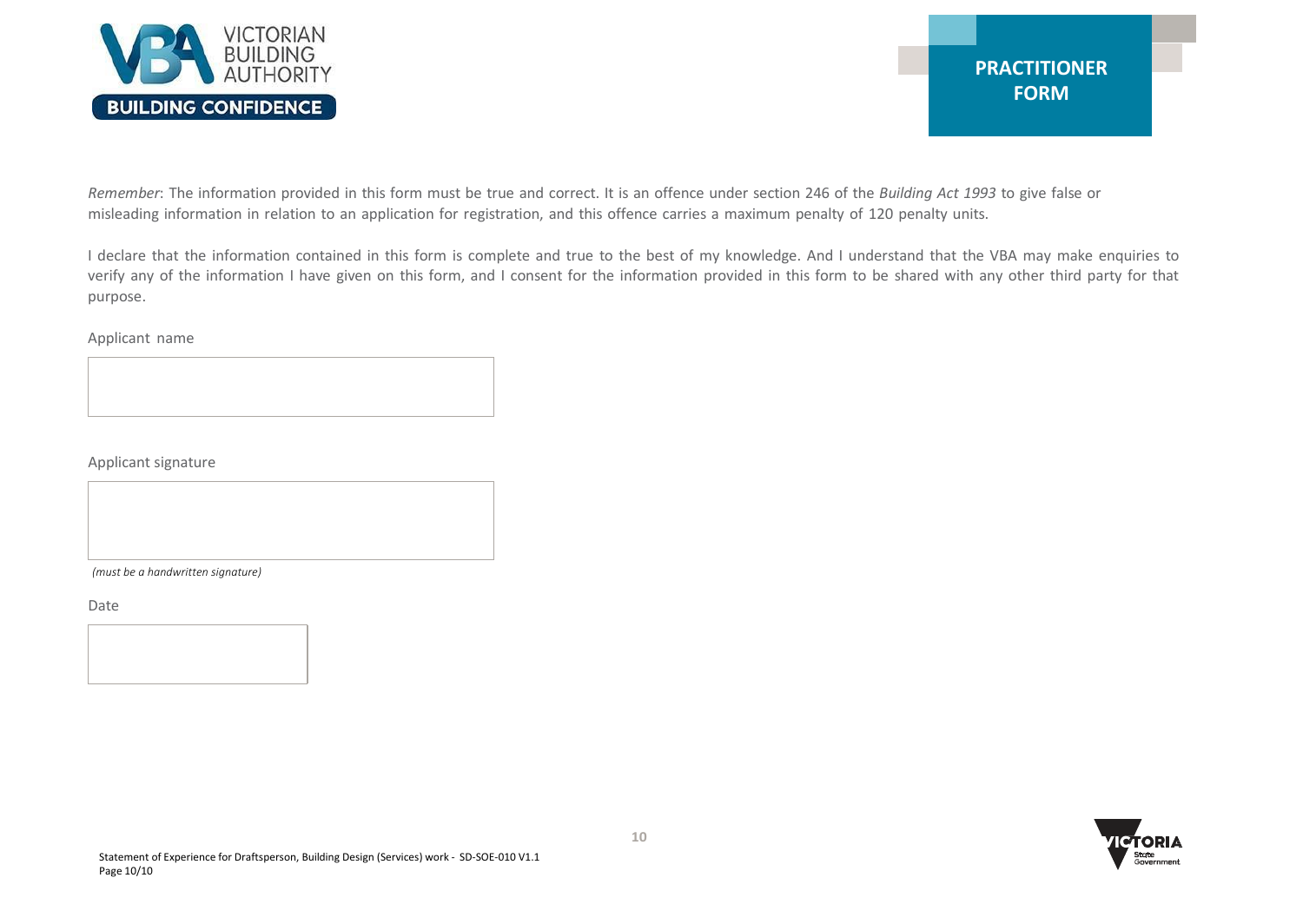**PRACTITIONER FORM**

*Remember*: The information provided in this form must be true and correct. It is an offence under section 246 of the *Building Act 1993* to give false or misleading information in relation to an application for registration, and this offence carries a maximum penalty of 120 penalty units.

I declare that the information contained in this form is complete and true to the best of my knowledge. And I understand that the VBA may make enquiries to verify any of the information I have given on this form, and I consent for the information provided in this form to be shared with any other third party for that purpose.

Applicant name

| |
|---|
| |

Applicant signature

| |
|---|
| |

*(must be a handwritten signature)*

Date

| |
|---|
| |